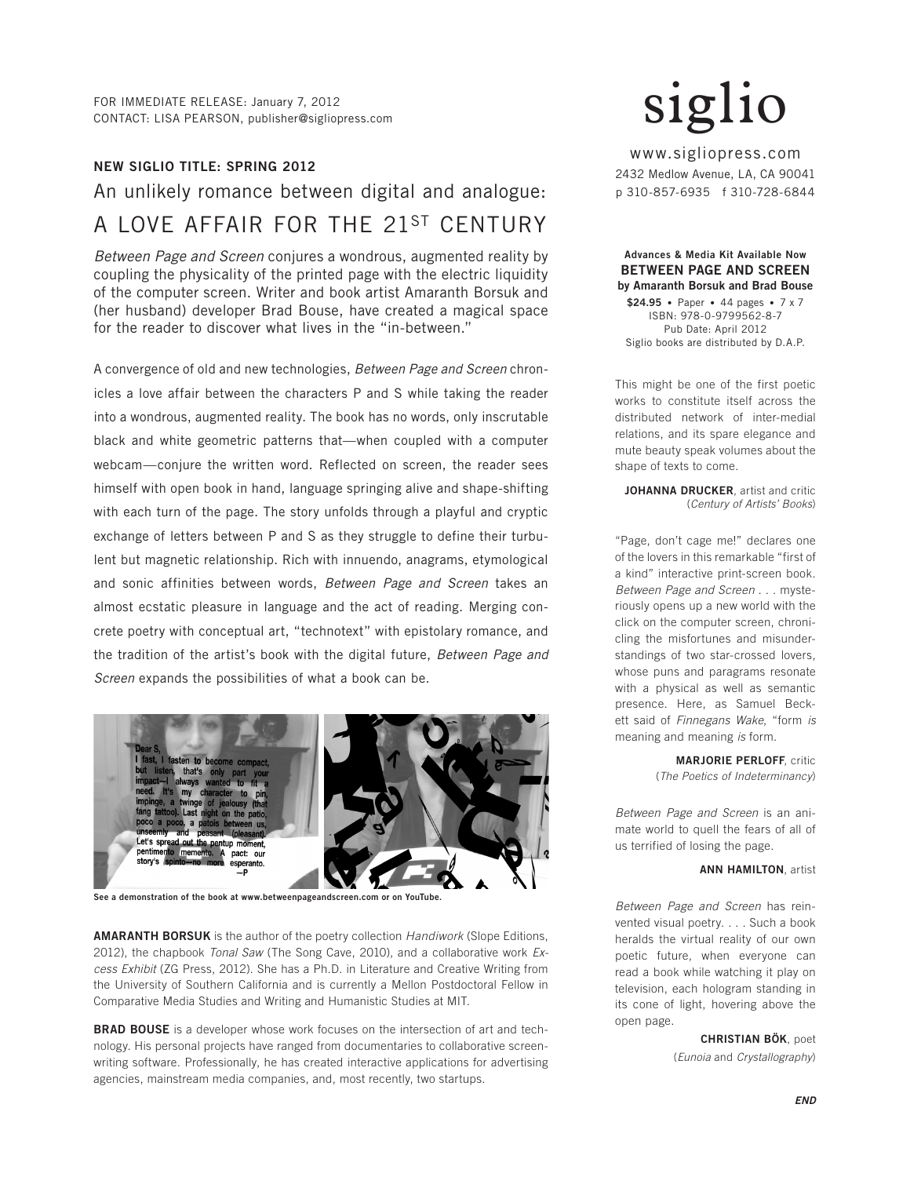FOR IMMEDIATE RELEASE: January 7, 2012
CONTACT: LISA PEARSON, publisher@sigliopress.com

# siglio

www.sigliopress.com
2432 Medlow Avenue, LA, CA 90041
p 310-857-6935 f 310-728-6844

**NEW SIGLIO TITLE: SPRING 2012**

## An unlikely romance between digital and analogue:

## A LOVE AFFAIR FOR THE 21ST CENTURY

*Between Page and Screen* conjures a wondrous, augmented reality by coupling the physicality of the printed page with the electric liquidity of the computer screen. Writer and book artist Amaranth Borsuk and (her husband) developer Brad Bouse, have created a magical space for the reader to discover what lives in the "in-between."

A convergence of old and new technologies, *Between Page and Screen* chronicles a love affair between the characters P and S while taking the reader into a wondrous, augmented reality. The book has no words, only inscrutable black and white geometric patterns that—when coupled with a computer webcam—conjure the written word. Reflected on screen, the reader sees himself with open book in hand, language springing alive and shape-shifting with each turn of the page. The story unfolds through a playful and cryptic exchange of letters between P and S as they struggle to define their turbulent but magnetic relationship. Rich with innuendo, anagrams, etymological and sonic affinities between words, *Between Page and Screen* takes an almost ecstatic pleasure in language and the act of reading. Merging concrete poetry with conceptual art, "technotext" with epistolary romance, and the tradition of the artist's book with the digital future, *Between Page and Screen* expands the possibilities of what a book can be.

**See a demonstration of the book at www.betweenpageandscreen.com or on YouTube.**

**AMARANTH BORSUK** is the author of the poetry collection *Handiwork* (Slope Editions, 2012), the chapbook *Tonal Saw* (The Song Cave, 2010), and a collaborative work *Excess Exhibit* (ZG Press, 2012). She has a Ph.D. in Literature and Creative Writing from the University of Southern California and is currently a Mellon Postdoctoral Fellow in Comparative Media Studies and Writing and Humanistic Studies at MIT.

**BRAD BOUSE** is a developer whose work focuses on the intersection of art and technology. His personal projects have ranged from documentaries to collaborative screenwriting software. Professionally, he has created interactive applications for advertising agencies, mainstream media companies, and, most recently, two startups.

**Advances & Media Kit Available Now**
**BETWEEN PAGE AND SCREEN**
**by Amaranth Borsuk and Brad Bouse**
**$24.95** • Paper • 44 pages • 7 x 7
ISBN: 978-0-9799562-8-7
Pub Date: April 2012
Siglio books are distributed by D.A.P.

This might be one of the first poetic works to constitute itself across the distributed network of inter-medial relations, and its spare elegance and mute beauty speak volumes about the shape of texts to come.

**JOHANNA DRUCKER**, artist and critic
(*Century of Artists' Books*)

"Page, don't cage me!" declares one of the lovers in this remarkable "first of a kind" interactive print-screen book. *Between Page and Screen* . . . mysteriously opens up a new world with the click on the computer screen, chronicling the misfortunes and misunderstandings of two star-crossed lovers, whose puns and paragrams resonate with a physical as well as semantic presence. Here, as Samuel Beckett said of *Finnegans Wake*, "form *is* meaning and meaning *is* form.

**MARJORIE PERLOFF**, critic
(*The Poetics of Indeterminancy*)

*Between Page and Screen* is an animate world to quell the fears of all of us terrified of losing the page.

**ANN HAMILTON**, artist

*Between Page and Screen* has reinvented visual poetry. . . . Such a book heralds the virtual reality of our own poetic future, when everyone can read a book while watching it play on television, each hologram standing in its cone of light, hovering above the open page.

**CHRISTIAN BÖK**, poet
(*Eunoia* and *Crystallography*)

***END***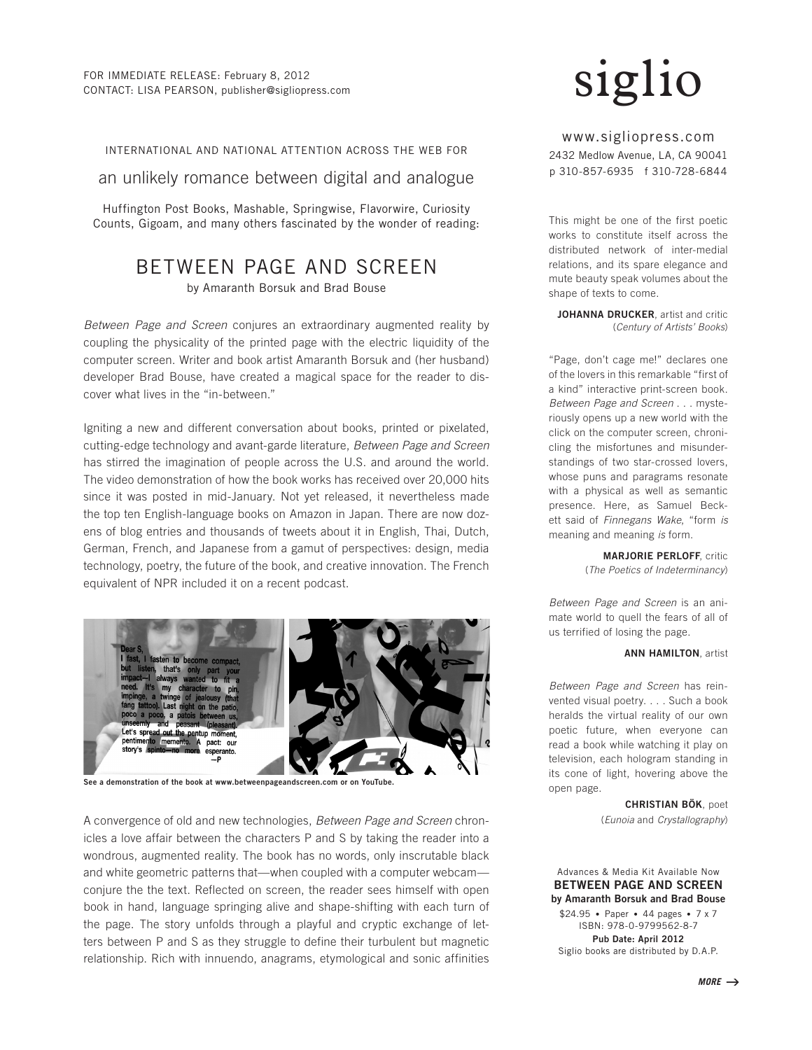FOR IMMEDIATE RELEASE: February 8, 2012
CONTACT: LISA PEARSON, publisher@sigliopress.com

# siglio

www.sigliopress.com
2432 Medlow Avenue, LA, CA 90041
p 310-857-6935 f 310-728-6844

INTERNATIONAL AND NATIONAL ATTENTION ACROSS THE WEB FOR

## an unlikely romance between digital and analogue

Huffington Post Books, Mashable, Springwise, Flavorwire, Curiosity Counts, Gigoam, and many others fascinated by the wonder of reading:

# BETWEEN PAGE AND SCREEN

by Amaranth Borsuk and Brad Bouse

*Between Page and Screen* conjures an extraordinary augmented reality by coupling the physicality of the printed page with the electric liquidity of the computer screen. Writer and book artist Amaranth Borsuk and (her husband) developer Brad Bouse, have created a magical space for the reader to discover what lives in the "in-between."

Igniting a new and different conversation about books, printed or pixelated, cutting-edge technology and avant-garde literature, *Between Page and Screen* has stirred the imagination of people across the U.S. and around the world. The video demonstration of how the book works has received over 20,000 hits since it was posted in mid-January. Not yet released, it nevertheless made the top ten English-language books on Amazon in Japan. There are now dozens of blog entries and thousands of tweets about it in English, Thai, Dutch, German, French, and Japanese from a gamut of perspectives: design, media technology, poetry, the future of the book, and creative innovation. The French equivalent of NPR included it on a recent podcast.

See a demonstration of the book at www.betweenpageandscreen.com or on YouTube.

A convergence of old and new technologies, *Between Page and Screen* chronicles a love affair between the characters P and S by taking the reader into a wondrous, augmented reality. The book has no words, only inscrutable black and white geometric patterns that—when coupled with a computer webcam—conjure the the text. Reflected on screen, the reader sees himself with open book in hand, language springing alive and shape-shifting with each turn of the page. The story unfolds through a playful and cryptic exchange of letters between P and S as they struggle to define their turbulent but magnetic relationship. Rich with innuendo, anagrams, etymological and sonic affinities

This might be one of the first poetic works to constitute itself across the distributed network of inter-medial relations, and its spare elegance and mute beauty speak volumes about the shape of texts to come.

**JOHANNA DRUCKER**, artist and critic (*Century of Artists' Books*)

"Page, don't cage me!" declares one of the lovers in this remarkable "first of a kind" interactive print-screen book. *Between Page and Screen* . . . mysteriously opens up a new world with the click on the computer screen, chronicling the misfortunes and misunderstandings of two star-crossed lovers, whose puns and paragrams resonate with a physical as well as semantic presence. Here, as Samuel Beckett said of *Finnegans Wake*, "form *is* meaning and meaning *is* form.

**MARJORIE PERLOFF**, critic (*The Poetics of Indeterminancy*)

*Between Page and Screen* is an animate world to quell the fears of all of us terrified of losing the page.

**ANN HAMILTON**, artist

*Between Page and Screen* has reinvented visual poetry. . . . Such a book heralds the virtual reality of our own poetic future, when everyone can read a book while watching it play on television, each hologram standing in its cone of light, hovering above the open page.

**CHRISTIAN BÖK**, poet (*Eunoia* and *Crystallography*)

Advances & Media Kit Available Now
**BETWEEN PAGE AND SCREEN**
**by Amaranth Borsuk and Brad Bouse**
$24.95 • Paper • 44 pages • 7 x 7
ISBN: 978-0-9799562-8-7
**Pub Date: April 2012**
Siglio books are distributed by D.A.P.

***MORE →***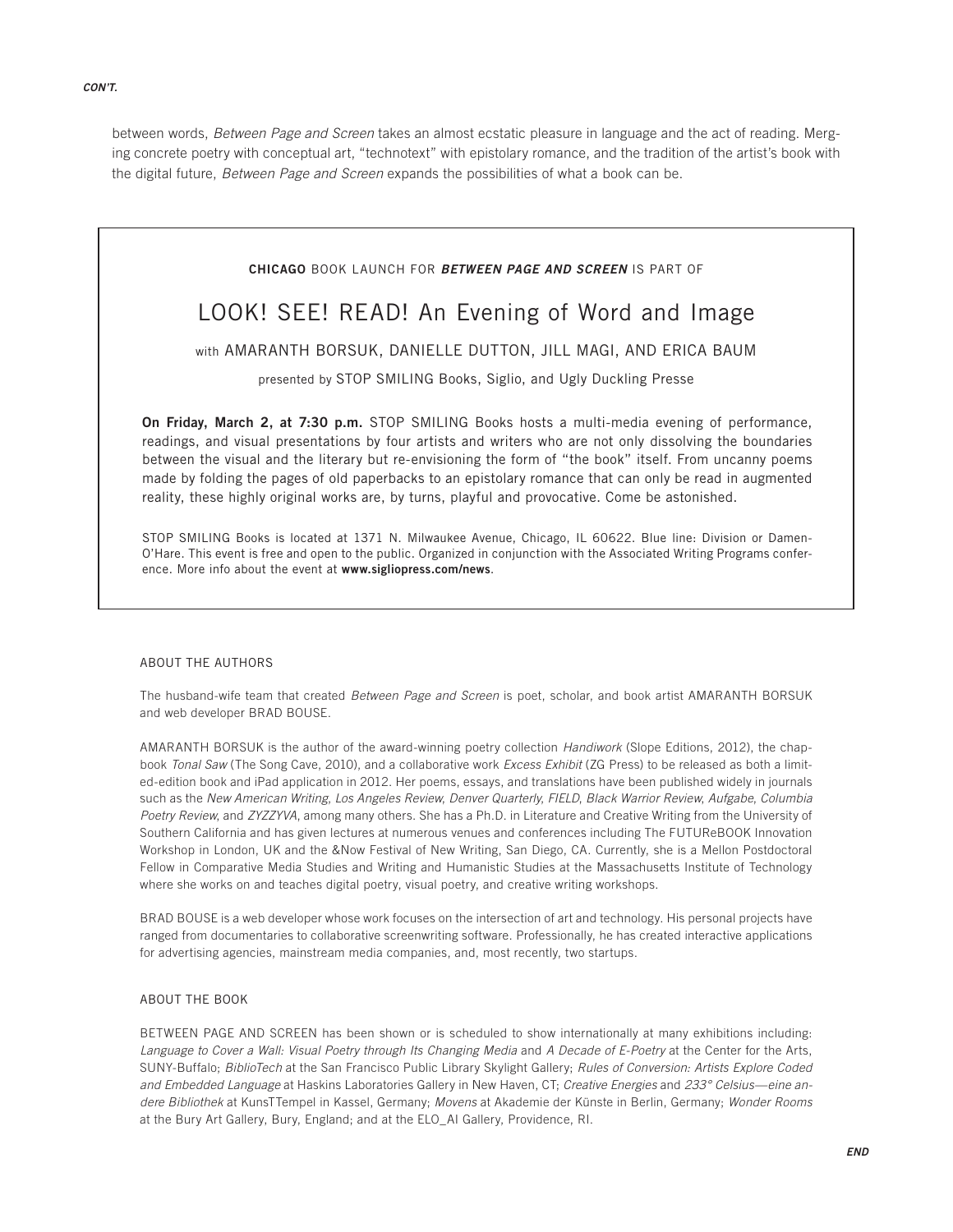***CON'T.***

between words, *Between Page and Screen* takes an almost ecstatic pleasure in language and the act of reading. Merging concrete poetry with conceptual art, "technotext" with epistolary romance, and the tradition of the artist's book with the digital future, *Between Page and Screen* expands the possibilities of what a book can be.

**CHICAGO** BOOK LAUNCH FOR ***BETWEEN PAGE AND SCREEN*** IS PART OF

## LOOK! SEE! READ! An Evening of Word and Image

with AMARANTH BORSUK, DANIELLE DUTTON, JILL MAGI, AND ERICA BAUM

presented by STOP SMILING Books, Siglio, and Ugly Duckling Presse

**On Friday, March 2, at 7:30 p.m.** STOP SMILING Books hosts a multi-media evening of performance, readings, and visual presentations by four artists and writers who are not only dissolving the boundaries between the visual and the literary but re-envisioning the form of "the book" itself. From uncanny poems made by folding the pages of old paperbacks to an epistolary romance that can only be read in augmented reality, these highly original works are, by turns, playful and provocative. Come be astonished.

STOP SMILING Books is located at 1371 N. Milwaukee Avenue, Chicago, IL 60622. Blue line: Division or Damen-O'Hare. This event is free and open to the public. Organized in conjunction with the Associated Writing Programs conference. More info about the event at **www.sigliopress.com/news**.

### ABOUT THE AUTHORS

The husband-wife team that created *Between Page and Screen* is poet, scholar, and book artist AMARANTH BORSUK and web developer BRAD BOUSE.

AMARANTH BORSUK is the author of the award-winning poetry collection *Handiwork* (Slope Editions, 2012), the chapbook *Tonal Saw* (The Song Cave, 2010), and a collaborative work *Excess Exhibit* (ZG Press) to be released as both a limited-edition book and iPad application in 2012. Her poems, essays, and translations have been published widely in journals such as the *New American Writing, Los Angeles Review, Denver Quarterly, FIELD, Black Warrior Review, Aufgabe, Columbia Poetry Review*, and *ZYZZYVA*, among many others. She has a Ph.D. in Literature and Creative Writing from the University of Southern California and has given lectures at numerous venues and conferences including The FUTUReBOOK Innovation Workshop in London, UK and the &Now Festival of New Writing, San Diego, CA. Currently, she is a Mellon Postdoctoral Fellow in Comparative Media Studies and Writing and Humanistic Studies at the Massachusetts Institute of Technology where she works on and teaches digital poetry, visual poetry, and creative writing workshops.

BRAD BOUSE is a web developer whose work focuses on the intersection of art and technology. His personal projects have ranged from documentaries to collaborative screenwriting software. Professionally, he has created interactive applications for advertising agencies, mainstream media companies, and, most recently, two startups.

### ABOUT THE BOOK

BETWEEN PAGE AND SCREEN has been shown or is scheduled to show internationally at many exhibitions including: *Language to Cover a Wall: Visual Poetry through Its Changing Media* and *A Decade of E-Poetry* at the Center for the Arts, SUNY-Buffalo; *BiblioTech* at the San Francisco Public Library Skylight Gallery; *Rules of Conversion: Artists Explore Coded and Embedded Language* at Haskins Laboratories Gallery in New Haven, CT; *Creative Energies* and *233° Celsius—eine andere Bibliothek* at KunsTTempel in Kassel, Germany; *Movens* at Akademie der Künste in Berlin, Germany; *Wonder Rooms* at the Bury Art Gallery, Bury, England; and at the ELO_AI Gallery, Providence, RI.

***END***